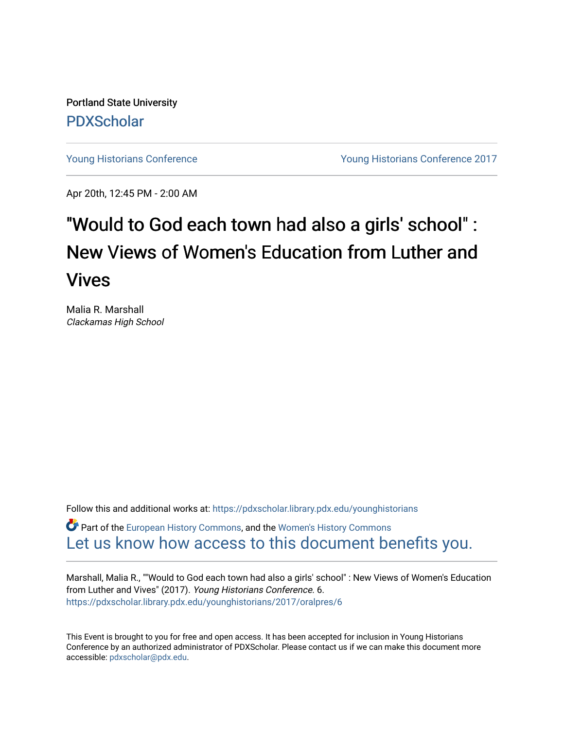Portland State University

PDXScholar

Young Historians Conference | Young Historians Conference 2017

Apr 20th, 12:45 PM - 2:00 AM

# "Would to God each town had also a girls' school" : New Views of Women's Education from Luther and Vives

Malia R. Marshall
*Clackamas High School*

Follow this and additional works at: https://pdxscholar.library.pdx.edu/younghistorians

Part of the European History Commons, and the Women's History Commons

Let us know how access to this document benefits you.

Marshall, Malia R., ""Would to God each town had also a girls' school" : New Views of Women's Education from Luther and Vives" (2017). *Young Historians Conference*. 6.
https://pdxscholar.library.pdx.edu/younghistorians/2017/oralpres/6

This Event is brought to you for free and open access. It has been accepted for inclusion in Young Historians Conference by an authorized administrator of PDXScholar. Please contact us if we can make this document more accessible: pdxscholar@pdx.edu.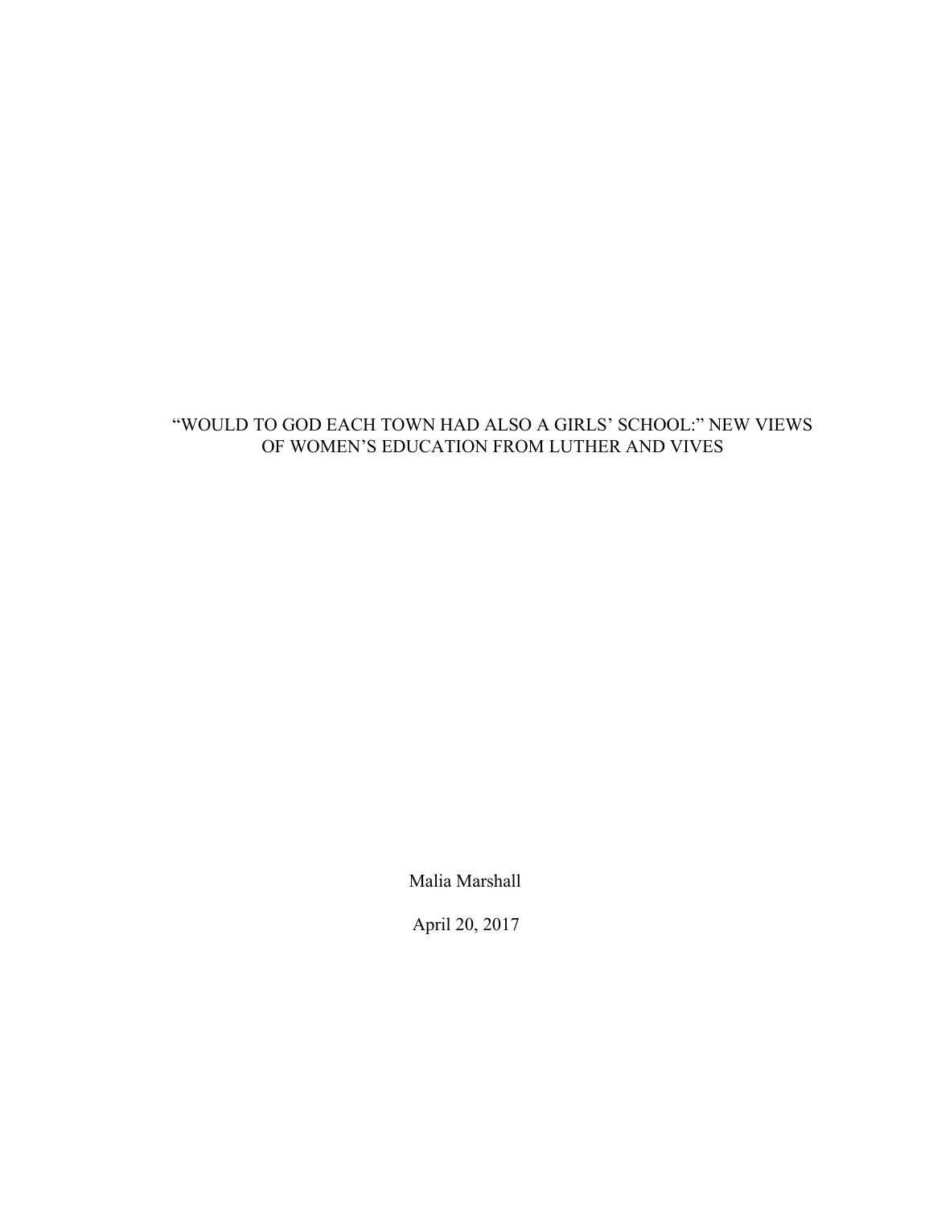# "WOULD TO GOD EACH TOWN HAD ALSO A GIRLS' SCHOOL:" NEW VIEWS OF WOMEN'S EDUCATION FROM LUTHER AND VIVES

Malia Marshall

April 20, 2017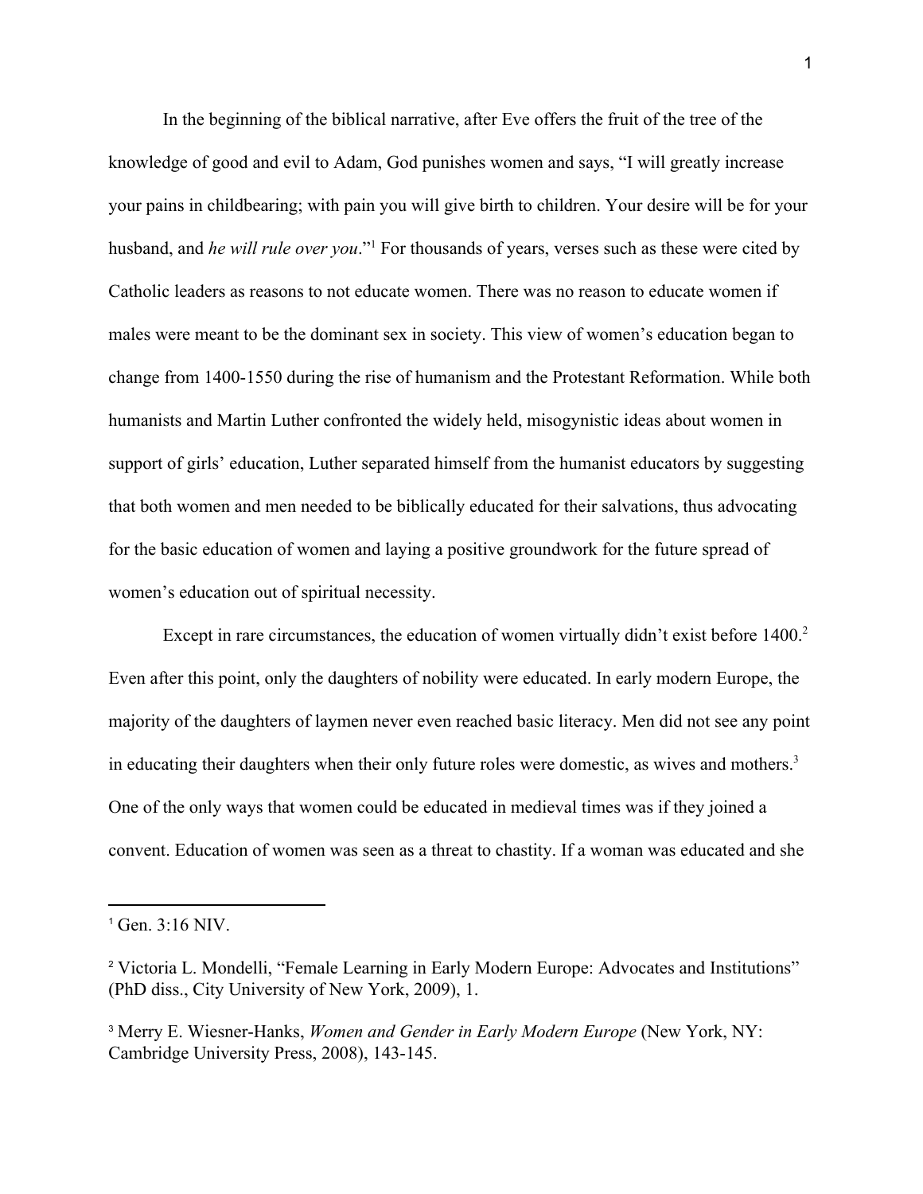In the beginning of the biblical narrative, after Eve offers the fruit of the tree of the knowledge of good and evil to Adam, God punishes women and says, "I will greatly increase your pains in childbearing; with pain you will give birth to children. Your desire will be for your husband, and *he will rule over you*."[1] For thousands of years, verses such as these were cited by Catholic leaders as reasons to not educate women. There was no reason to educate women if males were meant to be the dominant sex in society. This view of women's education began to change from 1400-1550 during the rise of humanism and the Protestant Reformation. While both humanists and Martin Luther confronted the widely held, misogynistic ideas about women in support of girls' education, Luther separated himself from the humanist educators by suggesting that both women and men needed to be biblically educated for their salvations, thus advocating for the basic education of women and laying a positive groundwork for the future spread of women's education out of spiritual necessity.

Except in rare circumstances, the education of women virtually didn't exist before 1400.[2] Even after this point, only the daughters of nobility were educated. In early modern Europe, the majority of the daughters of laymen never even reached basic literacy. Men did not see any point in educating their daughters when their only future roles were domestic, as wives and mothers.[3] One of the only ways that women could be educated in medieval times was if they joined a convent. Education of women was seen as a threat to chastity. If a woman was educated and she

---

[1] Gen. 3:16 NIV.

[2] Victoria L. Mondelli, "Female Learning in Early Modern Europe: Advocates and Institutions" (PhD diss., City University of New York, 2009), 1.

[3] Merry E. Wiesner-Hanks, *Women and Gender in Early Modern Europe* (New York, NY: Cambridge University Press, 2008), 143-145.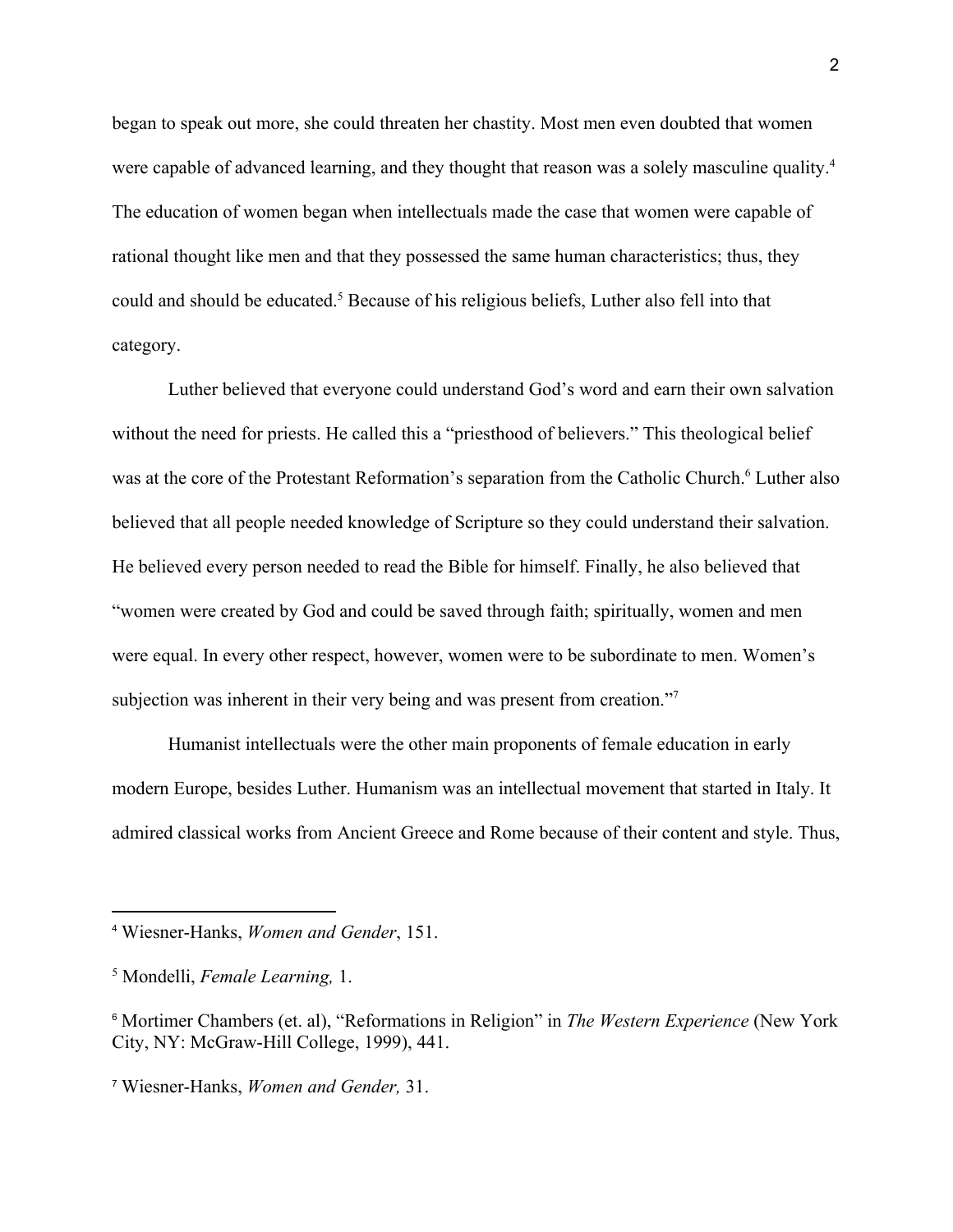began to speak out more, she could threaten her chastity. Most men even doubted that women were capable of advanced learning, and they thought that reason was a solely masculine quality.[4] The education of women began when intellectuals made the case that women were capable of rational thought like men and that they possessed the same human characteristics; thus, they could and should be educated.[5] Because of his religious beliefs, Luther also fell into that category.

Luther believed that everyone could understand God's word and earn their own salvation without the need for priests. He called this a "priesthood of believers." This theological belief was at the core of the Protestant Reformation's separation from the Catholic Church.[6] Luther also believed that all people needed knowledge of Scripture so they could understand their salvation. He believed every person needed to read the Bible for himself. Finally, he also believed that "women were created by God and could be saved through faith; spiritually, women and men were equal. In every other respect, however, women were to be subordinate to men. Women's subjection was inherent in their very being and was present from creation."[7]

Humanist intellectuals were the other main proponents of female education in early modern Europe, besides Luther. Humanism was an intellectual movement that started in Italy. It admired classical works from Ancient Greece and Rome because of their content and style. Thus,

---

[4] Wiesner-Hanks, *Women and Gender*, 151.

[5] Mondelli, *Female Learning,* 1.

[6] Mortimer Chambers (et. al), "Reformations in Religion" in *The Western Experience* (New York City, NY: McGraw-Hill College, 1999), 441.

[7] Wiesner-Hanks, *Women and Gender,* 31.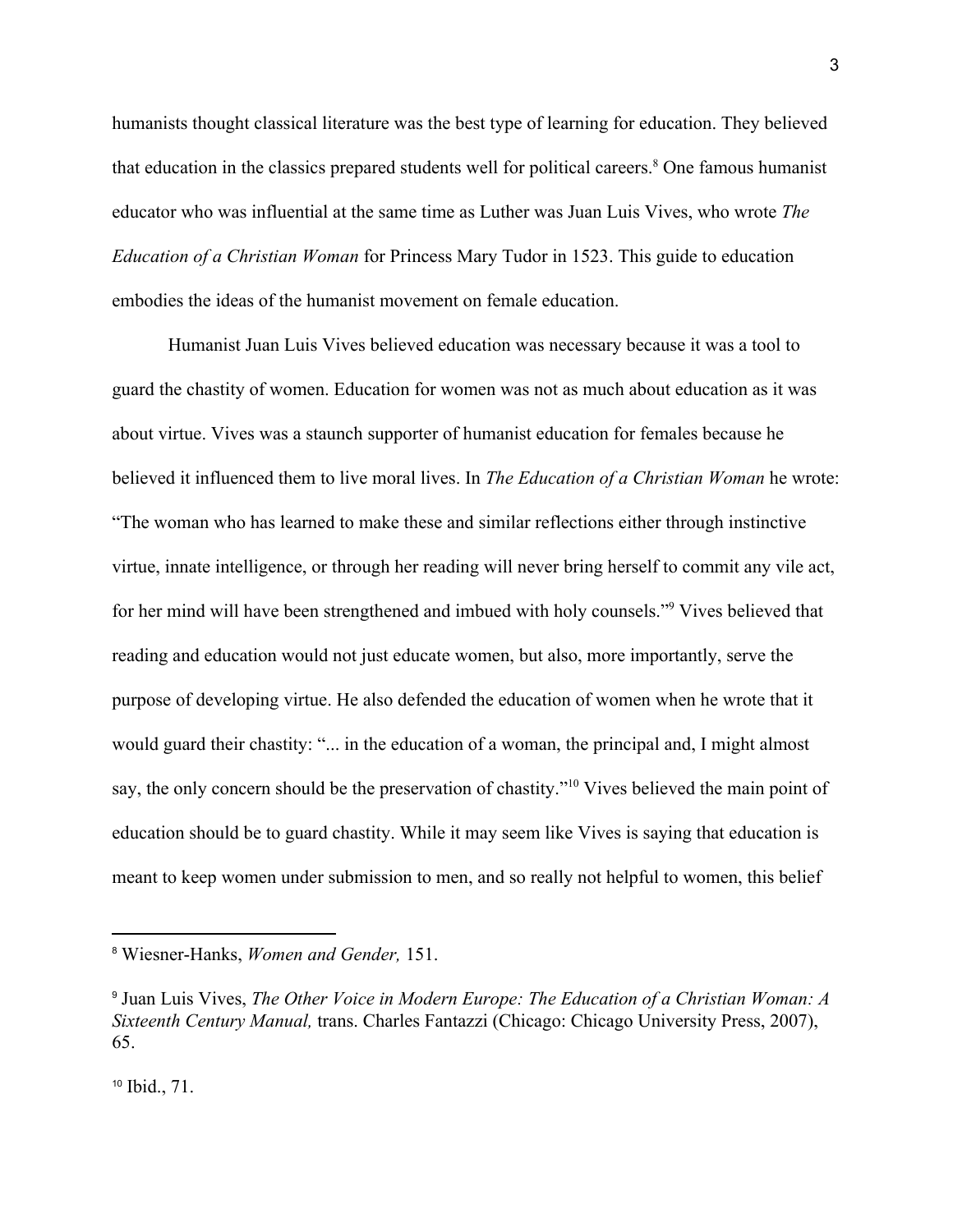humanists thought classical literature was the best type of learning for education. They believed that education in the classics prepared students well for political careers.[8] One famous humanist educator who was influential at the same time as Luther was Juan Luis Vives, who wrote *The Education of a Christian Woman* for Princess Mary Tudor in 1523. This guide to education embodies the ideas of the humanist movement on female education.

Humanist Juan Luis Vives believed education was necessary because it was a tool to guard the chastity of women. Education for women was not as much about education as it was about virtue. Vives was a staunch supporter of humanist education for females because he believed it influenced them to live moral lives. In *The Education of a Christian Woman* he wrote: "The woman who has learned to make these and similar reflections either through instinctive virtue, innate intelligence, or through her reading will never bring herself to commit any vile act, for her mind will have been strengthened and imbued with holy counsels."[9] Vives believed that reading and education would not just educate women, but also, more importantly, serve the purpose of developing virtue. He also defended the education of women when he wrote that it would guard their chastity: "... in the education of a woman, the principal and, I might almost say, the only concern should be the preservation of chastity."[10] Vives believed the main point of education should be to guard chastity. While it may seem like Vives is saying that education is meant to keep women under submission to men, and so really not helpful to women, this belief

---

[8] Wiesner-Hanks, *Women and Gender,* 151.

[9] Juan Luis Vives, *The Other Voice in Modern Europe: The Education of a Christian Woman: A Sixteenth Century Manual,* trans. Charles Fantazzi (Chicago: Chicago University Press, 2007), 65.

[10] Ibid., 71.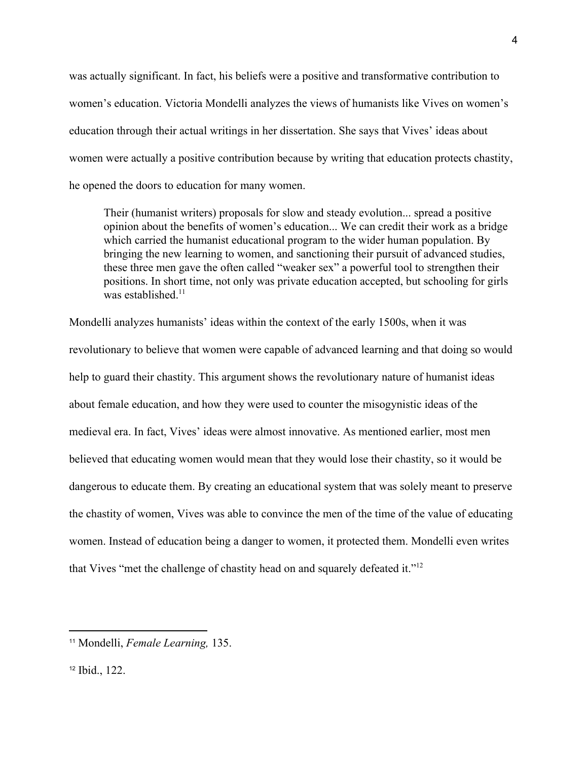was actually significant. In fact, his beliefs were a positive and transformative contribution to women's education. Victoria Mondelli analyzes the views of humanists like Vives on women's education through their actual writings in her dissertation. She says that Vives' ideas about women were actually a positive contribution because by writing that education protects chastity, he opened the doors to education for many women.

> Their (humanist writers) proposals for slow and steady evolution... spread a positive opinion about the benefits of women's education... We can credit their work as a bridge which carried the humanist educational program to the wider human population. By bringing the new learning to women, and sanctioning their pursuit of advanced studies, these three men gave the often called "weaker sex" a powerful tool to strengthen their positions. In short time, not only was private education accepted, but schooling for girls was established.[11]

Mondelli analyzes humanists' ideas within the context of the early 1500s, when it was revolutionary to believe that women were capable of advanced learning and that doing so would help to guard their chastity. This argument shows the revolutionary nature of humanist ideas about female education, and how they were used to counter the misogynistic ideas of the medieval era. In fact, Vives' ideas were almost innovative. As mentioned earlier, most men believed that educating women would mean that they would lose their chastity, so it would be dangerous to educate them. By creating an educational system that was solely meant to preserve the chastity of women, Vives was able to convince the men of the time of the value of educating women. Instead of education being a danger to women, it protected them. Mondelli even writes that Vives "met the challenge of chastity head on and squarely defeated it."[12]

---

[11] Mondelli, *Female Learning,* 135.

[12] Ibid., 122.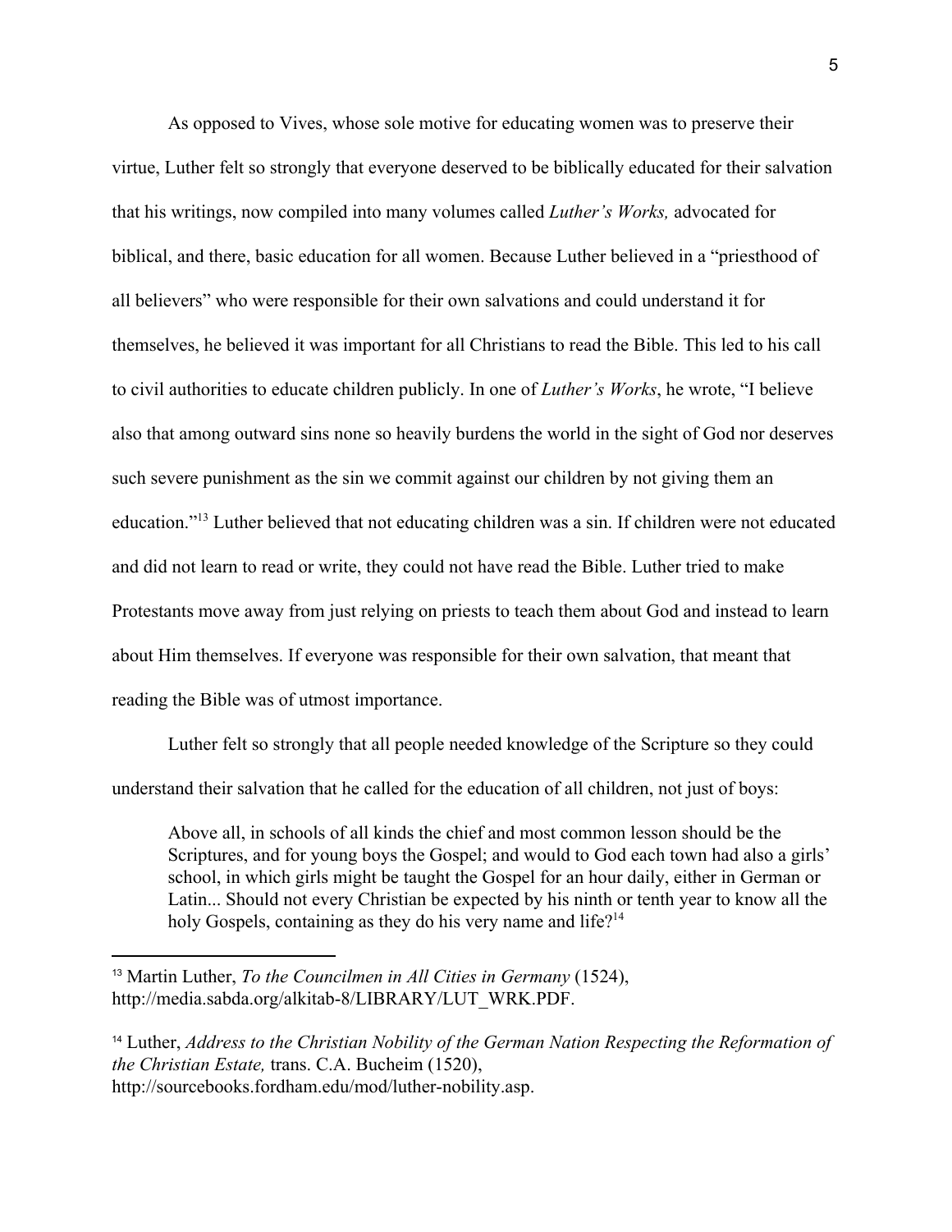As opposed to Vives, whose sole motive for educating women was to preserve their virtue, Luther felt so strongly that everyone deserved to be biblically educated for their salvation that his writings, now compiled into many volumes called *Luther's Works,* advocated for biblical, and there, basic education for all women. Because Luther believed in a "priesthood of all believers" who were responsible for their own salvations and could understand it for themselves, he believed it was important for all Christians to read the Bible. This led to his call to civil authorities to educate children publicly. In one of *Luther's Works*, he wrote, "I believe also that among outward sins none so heavily burdens the world in the sight of God nor deserves such severe punishment as the sin we commit against our children by not giving them an education."[13] Luther believed that not educating children was a sin. If children were not educated and did not learn to read or write, they could not have read the Bible. Luther tried to make Protestants move away from just relying on priests to teach them about God and instead to learn about Him themselves. If everyone was responsible for their own salvation, that meant that reading the Bible was of utmost importance.

Luther felt so strongly that all people needed knowledge of the Scripture so they could understand their salvation that he called for the education of all children, not just of boys:

> Above all, in schools of all kinds the chief and most common lesson should be the Scriptures, and for young boys the Gospel; and would to God each town had also a girls' school, in which girls might be taught the Gospel for an hour daily, either in German or Latin... Should not every Christian be expected by his ninth or tenth year to know all the holy Gospels, containing as they do his very name and life?[14]

---

[13] Martin Luther, *To the Councilmen in All Cities in Germany* (1524), http://media.sabda.org/alkitab-8/LIBRARY/LUT_WRK.PDF.

[14] Luther, *Address to the Christian Nobility of the German Nation Respecting the Reformation of the Christian Estate,* trans. C.A. Bucheim (1520), http://sourcebooks.fordham.edu/mod/luther-nobility.asp.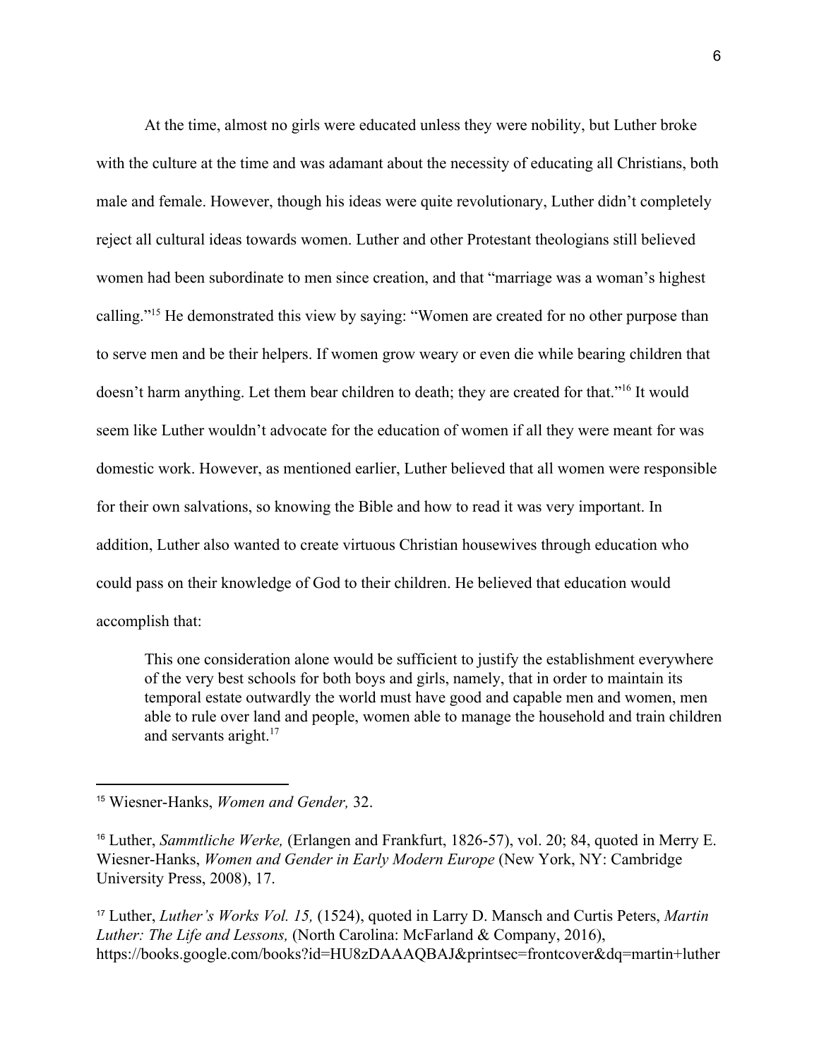At the time, almost no girls were educated unless they were nobility, but Luther broke with the culture at the time and was adamant about the necessity of educating all Christians, both male and female. However, though his ideas were quite revolutionary, Luther didn't completely reject all cultural ideas towards women. Luther and other Protestant theologians still believed women had been subordinate to men since creation, and that "marriage was a woman's highest calling."[15] He demonstrated this view by saying: "Women are created for no other purpose than to serve men and be their helpers. If women grow weary or even die while bearing children that doesn't harm anything. Let them bear children to death; they are created for that."[16] It would seem like Luther wouldn't advocate for the education of women if all they were meant for was domestic work. However, as mentioned earlier, Luther believed that all women were responsible for their own salvations, so knowing the Bible and how to read it was very important. In addition, Luther also wanted to create virtuous Christian housewives through education who could pass on their knowledge of God to their children. He believed that education would accomplish that:

> This one consideration alone would be sufficient to justify the establishment everywhere of the very best schools for both boys and girls, namely, that in order to maintain its temporal estate outwardly the world must have good and capable men and women, men able to rule over land and people, women able to manage the household and train children and servants aright.[17]

---

[15] Wiesner-Hanks, *Women and Gender,* 32.

[16] Luther, *Sammtliche Werke,* (Erlangen and Frankfurt, 1826-57), vol. 20; 84, quoted in Merry E. Wiesner-Hanks, *Women and Gender in Early Modern Europe* (New York, NY: Cambridge University Press, 2008), 17.

[17] Luther, *Luther's Works Vol. 15,* (1524), quoted in Larry D. Mansch and Curtis Peters, *Martin Luther: The Life and Lessons,* (North Carolina: McFarland & Company, 2016), https://books.google.com/books?id=HU8zDAAAQBAJ&printsec=frontcover&dq=martin+luther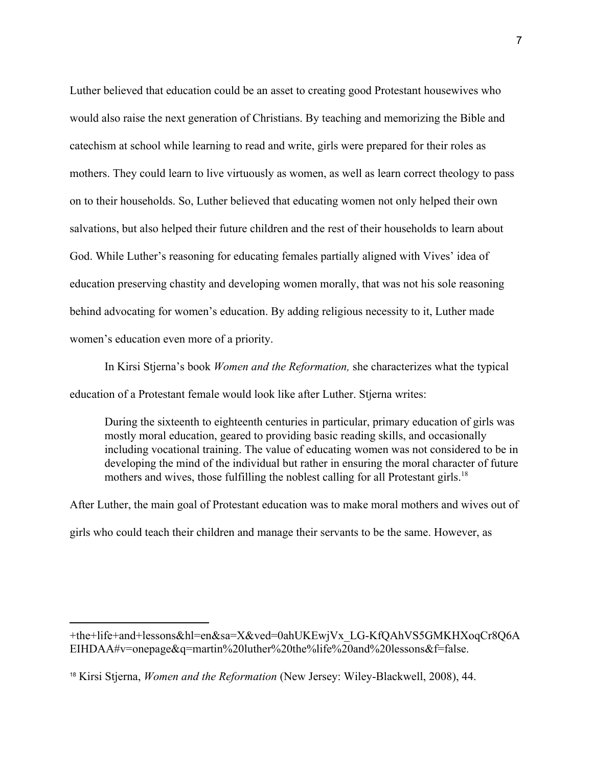Luther believed that education could be an asset to creating good Protestant housewives who would also raise the next generation of Christians. By teaching and memorizing the Bible and catechism at school while learning to read and write, girls were prepared for their roles as mothers. They could learn to live virtuously as women, as well as learn correct theology to pass on to their households. So, Luther believed that educating women not only helped their own salvations, but also helped their future children and the rest of their households to learn about God. While Luther's reasoning for educating females partially aligned with Vives' idea of education preserving chastity and developing women morally, that was not his sole reasoning behind advocating for women's education. By adding religious necessity to it, Luther made women's education even more of a priority.

In Kirsi Stjerna's book *Women and the Reformation,* she characterizes what the typical education of a Protestant female would look like after Luther. Stjerna writes:

> During the sixteenth to eighteenth centuries in particular, primary education of girls was mostly moral education, geared to providing basic reading skills, and occasionally including vocational training. The value of educating women was not considered to be in developing the mind of the individual but rather in ensuring the moral character of future mothers and wives, those fulfilling the noblest calling for all Protestant girls.[18]

After Luther, the main goal of Protestant education was to make moral mothers and wives out of girls who could teach their children and manage their servants to be the same. However, as

---

+the+life+and+lessons&hl=en&sa=X&ved=0ahUKEwjVx_LG-KfQAhVS5GMKHXoqCr8Q6AEIHDAA#v=onepage&q=martin%20luther%20the%life%20and%20lessons&f=false.

[18] Kirsi Stjerna, *Women and the Reformation* (New Jersey: Wiley-Blackwell, 2008), 44.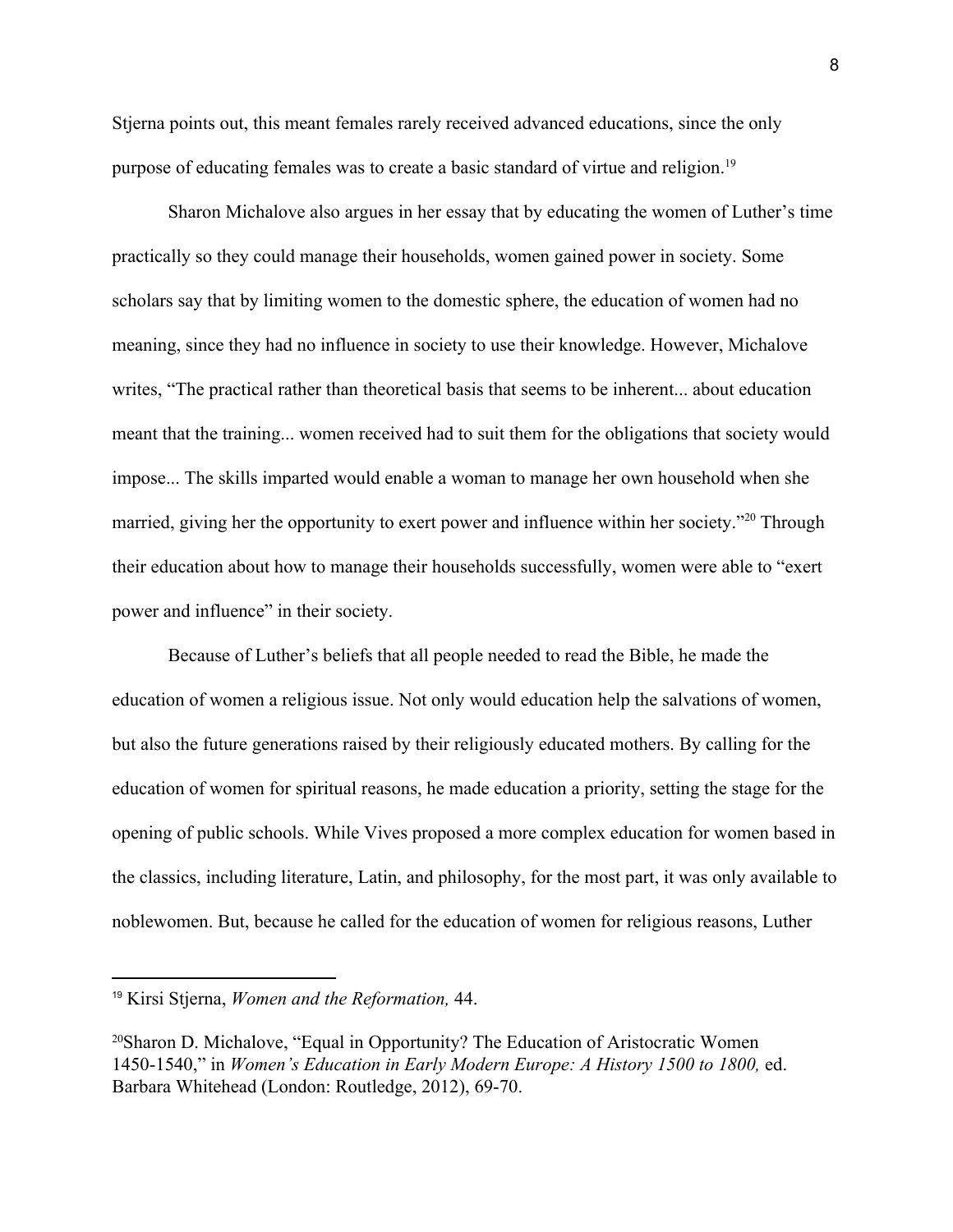Stjerna points out, this meant females rarely received advanced educations, since the only purpose of educating females was to create a basic standard of virtue and religion.[19]

Sharon Michalove also argues in her essay that by educating the women of Luther's time practically so they could manage their households, women gained power in society. Some scholars say that by limiting women to the domestic sphere, the education of women had no meaning, since they had no influence in society to use their knowledge. However, Michalove writes, "The practical rather than theoretical basis that seems to be inherent... about education meant that the training... women received had to suit them for the obligations that society would impose... The skills imparted would enable a woman to manage her own household when she married, giving her the opportunity to exert power and influence within her society."[20] Through their education about how to manage their households successfully, women were able to "exert power and influence" in their society.

Because of Luther's beliefs that all people needed to read the Bible, he made the education of women a religious issue. Not only would education help the salvations of women, but also the future generations raised by their religiously educated mothers. By calling for the education of women for spiritual reasons, he made education a priority, setting the stage for the opening of public schools. While Vives proposed a more complex education for women based in the classics, including literature, Latin, and philosophy, for the most part, it was only available to noblewomen. But, because he called for the education of women for religious reasons, Luther

---

[19] Kirsi Stjerna, *Women and the Reformation,* 44.

[20] Sharon D. Michalove, "Equal in Opportunity? The Education of Aristocratic Women 1450-1540," in *Women's Education in Early Modern Europe: A History 1500 to 1800,* ed. Barbara Whitehead (London: Routledge, 2012), 69-70.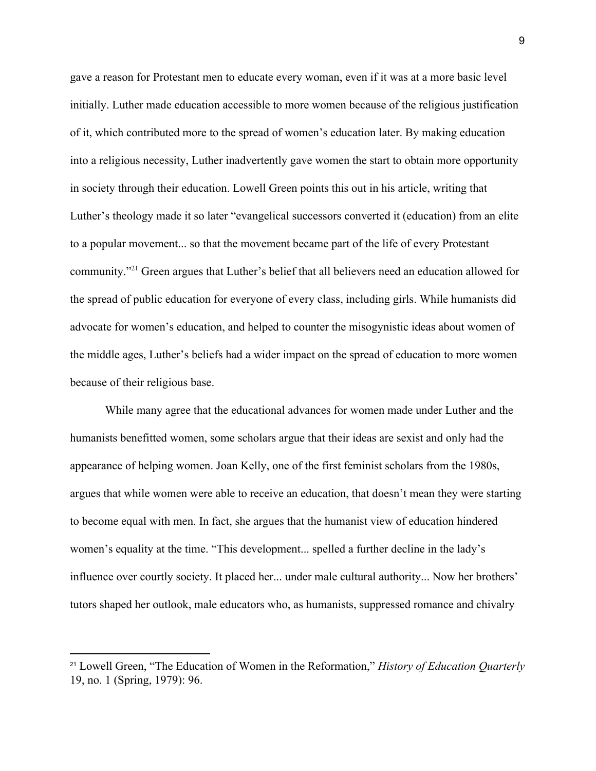gave a reason for Protestant men to educate every woman, even if it was at a more basic level initially. Luther made education accessible to more women because of the religious justification of it, which contributed more to the spread of women's education later. By making education into a religious necessity, Luther inadvertently gave women the start to obtain more opportunity in society through their education. Lowell Green points this out in his article, writing that Luther's theology made it so later "evangelical successors converted it (education) from an elite to a popular movement... so that the movement became part of the life of every Protestant community."[21] Green argues that Luther's belief that all believers need an education allowed for the spread of public education for everyone of every class, including girls. While humanists did advocate for women's education, and helped to counter the misogynistic ideas about women of the middle ages, Luther's beliefs had a wider impact on the spread of education to more women because of their religious base.

While many agree that the educational advances for women made under Luther and the humanists benefitted women, some scholars argue that their ideas are sexist and only had the appearance of helping women. Joan Kelly, one of the first feminist scholars from the 1980s, argues that while women were able to receive an education, that doesn't mean they were starting to become equal with men. In fact, she argues that the humanist view of education hindered women's equality at the time. "This development... spelled a further decline in the lady's influence over courtly society. It placed her... under male cultural authority... Now her brothers' tutors shaped her outlook, male educators who, as humanists, suppressed romance and chivalry

---

[21] Lowell Green, "The Education of Women in the Reformation," *History of Education Quarterly* 19, no. 1 (Spring, 1979): 96.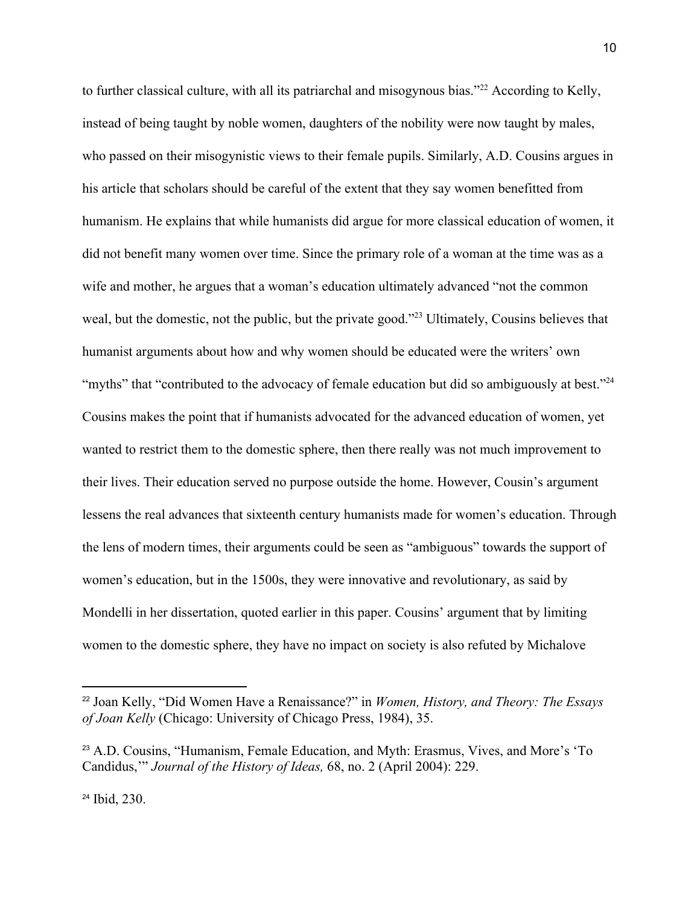to further classical culture, with all its patriarchal and misogynous bias."[22] According to Kelly, instead of being taught by noble women, daughters of the nobility were now taught by males, who passed on their misogynistic views to their female pupils. Similarly, A.D. Cousins argues in his article that scholars should be careful of the extent that they say women benefitted from humanism. He explains that while humanists did argue for more classical education of women, it did not benefit many women over time. Since the primary role of a woman at the time was as a wife and mother, he argues that a woman's education ultimately advanced "not the common weal, but the domestic, not the public, but the private good."[23] Ultimately, Cousins believes that humanist arguments about how and why women should be educated were the writers' own "myths" that "contributed to the advocacy of female education but did so ambiguously at best."[24] Cousins makes the point that if humanists advocated for the advanced education of women, yet wanted to restrict them to the domestic sphere, then there really was not much improvement to their lives. Their education served no purpose outside the home. However, Cousin's argument lessens the real advances that sixteenth century humanists made for women's education. Through the lens of modern times, their arguments could be seen as "ambiguous" towards the support of women's education, but in the 1500s, they were innovative and revolutionary, as said by Mondelli in her dissertation, quoted earlier in this paper. Cousins' argument that by limiting women to the domestic sphere, they have no impact on society is also refuted by Michalove

---

[22] Joan Kelly, "Did Women Have a Renaissance?" in *Women, History, and Theory: The Essays of Joan Kelly* (Chicago: University of Chicago Press, 1984), 35.

[23] A.D. Cousins, "Humanism, Female Education, and Myth: Erasmus, Vives, and More's 'To Candidus,'" *Journal of the History of Ideas,* 68, no. 2 (April 2004): 229.

[24] Ibid, 230.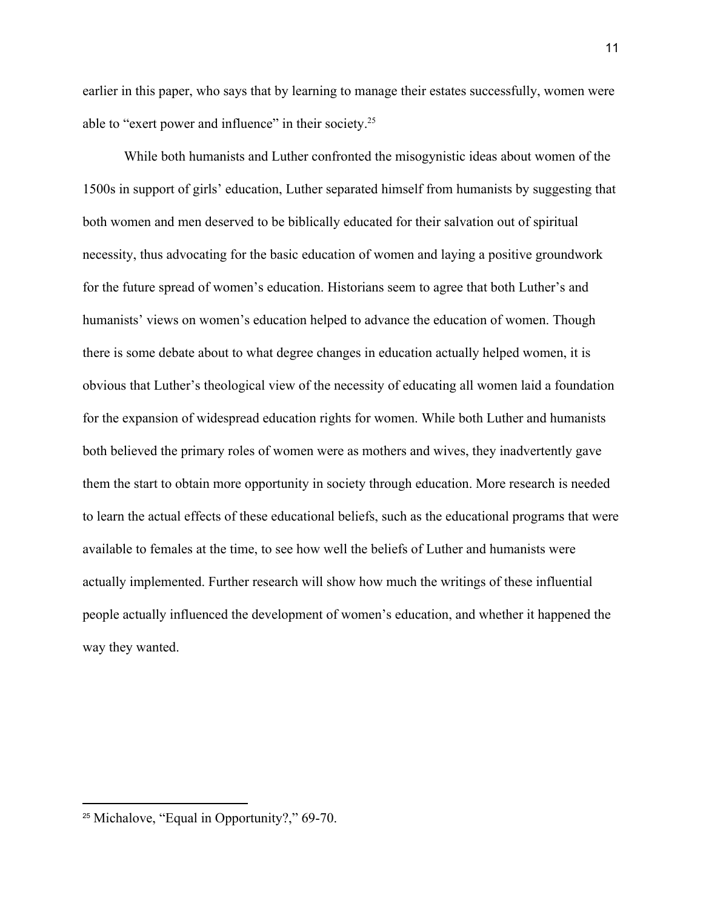earlier in this paper, who says that by learning to manage their estates successfully, women were able to "exert power and influence" in their society.[25]

While both humanists and Luther confronted the misogynistic ideas about women of the 1500s in support of girls' education, Luther separated himself from humanists by suggesting that both women and men deserved to be biblically educated for their salvation out of spiritual necessity, thus advocating for the basic education of women and laying a positive groundwork for the future spread of women's education. Historians seem to agree that both Luther's and humanists' views on women's education helped to advance the education of women. Though there is some debate about to what degree changes in education actually helped women, it is obvious that Luther's theological view of the necessity of educating all women laid a foundation for the expansion of widespread education rights for women. While both Luther and humanists both believed the primary roles of women were as mothers and wives, they inadvertently gave them the start to obtain more opportunity in society through education. More research is needed to learn the actual effects of these educational beliefs, such as the educational programs that were available to females at the time, to see how well the beliefs of Luther and humanists were actually implemented. Further research will show how much the writings of these influential people actually influenced the development of women's education, and whether it happened the way they wanted.

---

[25] Michalove, "Equal in Opportunity?," 69-70.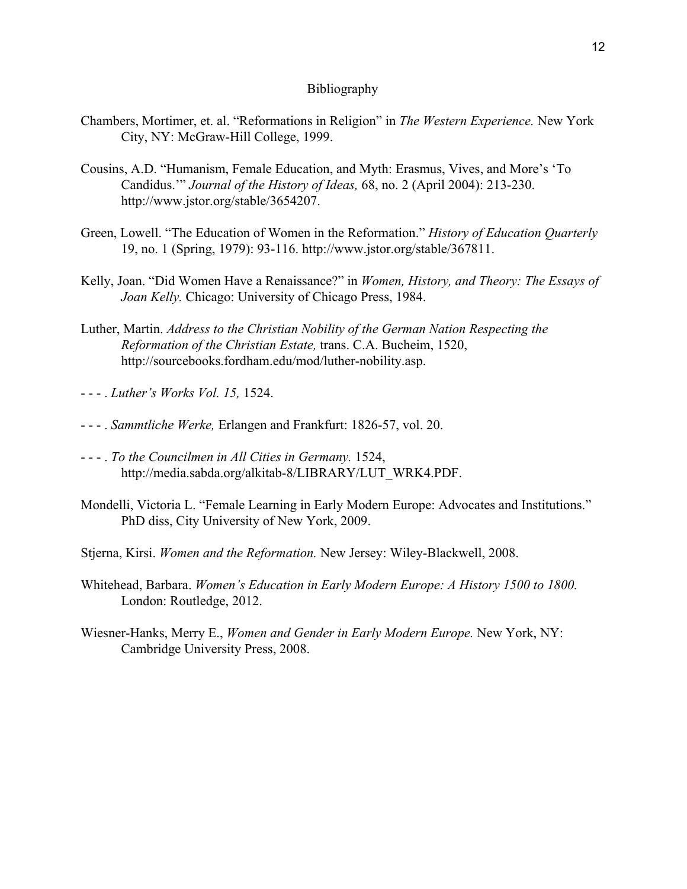# Bibliography

Chambers, Mortimer, et. al. "Reformations in Religion" in *The Western Experience.* New York City, NY: McGraw-Hill College, 1999.

Cousins, A.D. "Humanism, Female Education, and Myth: Erasmus, Vives, and More's 'To Candidus.'" *Journal of the History of Ideas,* 68, no. 2 (April 2004): 213-230. http://www.jstor.org/stable/3654207.

Green, Lowell. "The Education of Women in the Reformation." *History of Education Quarterly* 19, no. 1 (Spring, 1979): 93-116. http://www.jstor.org/stable/367811.

Kelly, Joan. "Did Women Have a Renaissance?" in *Women, History, and Theory: The Essays of Joan Kelly.* Chicago: University of Chicago Press, 1984.

Luther, Martin. *Address to the Christian Nobility of the German Nation Respecting the Reformation of the Christian Estate,* trans. C.A. Bucheim, 1520, http://sourcebooks.fordham.edu/mod/luther-nobility.asp.

- - - . *Luther's Works Vol. 15,* 1524.

- - - . *Sammtliche Werke,* Erlangen and Frankfurt: 1826-57, vol. 20.

- - - . *To the Councilmen in All Cities in Germany.* 1524, http://media.sabda.org/alkitab-8/LIBRARY/LUT_WRK4.PDF.

Mondelli, Victoria L. "Female Learning in Early Modern Europe: Advocates and Institutions." PhD diss, City University of New York, 2009.

Stjerna, Kirsi. *Women and the Reformation.* New Jersey: Wiley-Blackwell, 2008.

Whitehead, Barbara. *Women's Education in Early Modern Europe: A History 1500 to 1800.* London: Routledge, 2012.

Wiesner-Hanks, Merry E., *Women and Gender in Early Modern Europe.* New York, NY: Cambridge University Press, 2008.